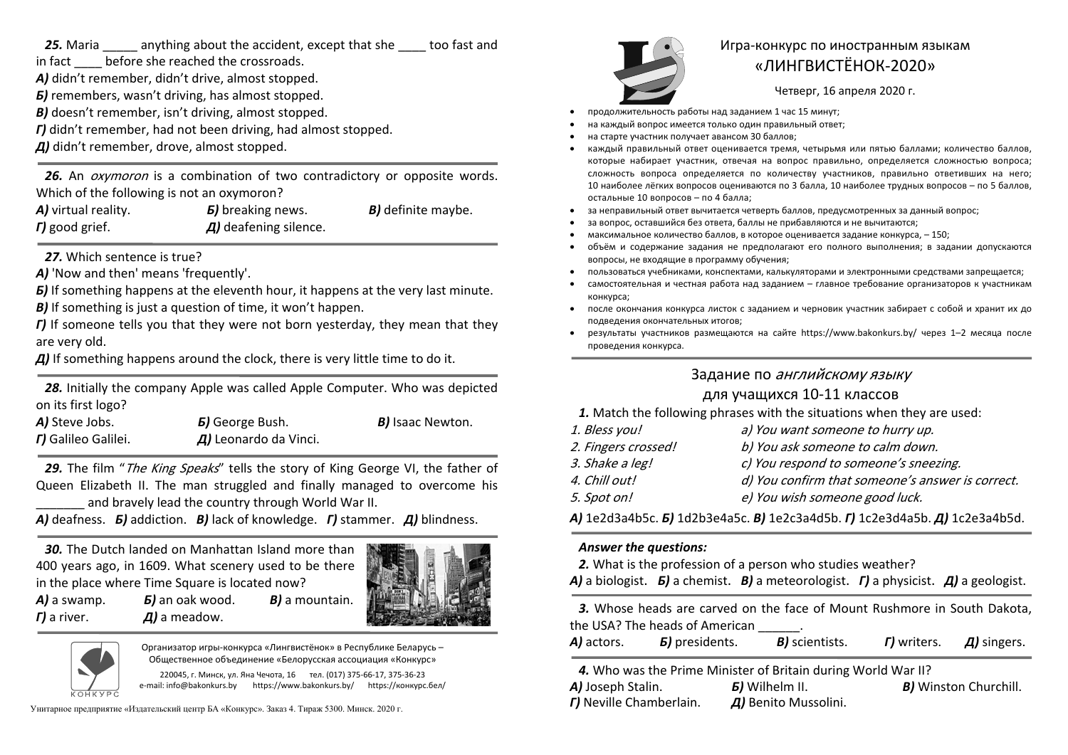**25.** Maria _____ anything about the accident, except that she ____ too fast and in fact ____ before she reached the crossroads.

**А)** didn't remember, didn't drive, almost stopped.
**Б)** remembers, wasn't driving, has almost stopped.
**В)** doesn't remember, isn't driving, almost stopped.
**Г)** didn't remember, had not been driving, had almost stopped.
**Д)** didn't remember, drove, almost stopped.

---

**26.** An *oxymoron* is a combination of two contradictory or opposite words. Which of the following is not an oxymoron?

**А)** virtual reality. **Б)** breaking news. **В)** definite maybe.
**Г)** good grief. **Д)** deafening silence.

---

**27.** Which sentence is true?

**А)** 'Now and then' means 'frequently'.
**Б)** If something happens at the eleventh hour, it happens at the very last minute.
**В)** If something is just a question of time, it won't happen.
**Г)** If someone tells you that they were not born yesterday, they mean that they are very old.
**Д)** If something happens around the clock, there is very little time to do it.

---

**28.** Initially the company Apple was called Apple Computer. Who was depicted on its first logo?

**А)** Steve Jobs. **Б)** George Bush. **В)** Isaac Newton.
**Г)** Galileo Galilei. **Д)** Leonardo da Vinci.

---

**29.** The film "*The King Speaks*" tells the story of King George VI, the father of Queen Elizabeth II. The man struggled and finally managed to overcome his _______ and bravely lead the country through World War II.

**А)** deafness. **Б)** addiction. **В)** lack of knowledge. **Г)** stammer. **Д)** blindness.

---

**30.** The Dutch landed on Manhattan Island more than 400 years ago, in 1609. What scenery used to be there in the place where Time Square is located now?

**А)** a swamp. **Б)** an oak wood. **В)** a mountain.
**Г)** a river. **Д)** a meadow.

---

Организатор игры-конкурса «Лингвистёнок» в Республике Беларусь – Общественное объединение «Белорусская ассоциация «Конкурс»

220045, г. Минск, ул. Яна Чечота, 16 тел. (017) 375-66-17, 375-36-23
e-mail: info@bakonkurs.by https://www.bakonkurs.by/ https://конкурс.бел/

Унитарное предприятие «Издательский центр БА «Конкурс». Заказ 4. Тираж 5300. Минск. 2020 г.

# Игра-конкурс по иностранным языкам «ЛИНГВИСТЁНОК-2020»

Четверг, 16 апреля 2020 г.

- продолжительность работы над заданием 1 час 15 минут;
- на каждый вопрос имеется только один правильный ответ;
- на старте участник получает авансом 30 баллов;
- каждый правильный ответ оценивается тремя, четырьмя или пятью баллами; количество баллов, которые набирает участник, отвечая на вопрос правильно, определяется сложностью вопроса; сложность вопроса определяется по количеству участников, правильно ответивших на него; 10 наиболее лёгких вопросов оцениваются по 3 балла, 10 наиболее трудных вопросов – по 5 баллов, остальные 10 вопросов – по 4 балла;
- за неправильный ответ вычитается четверть баллов, предусмотренных за данный вопрос;
- за вопрос, оставшийся без ответа, баллы не прибавляются и не вычитаются;
- максимальное количество баллов, в которое оценивается задание конкурса, – 150;
- объём и содержание задания не предполагают его полного выполнения; в задании допускаются вопросы, не входящие в программу обучения;
- пользоваться учебниками, конспектами, калькуляторами и электронными средствами запрещается;
- самостоятельная и честная работа над заданием – главное требование организаторов к участникам конкурса;
- после окончания конкурса листок с заданием и черновик участник забирает с собой и хранит их до подведения окончательных итогов;
- результаты участников размещаются на сайте https://www.bakonkurs.by/ через 1–2 месяца после проведения конкурса.

## Задание по *английскому языку* для учащихся 10-11 классов

**1.** Match the following phrases with the situations when they are used:

| | |
|---|---|
| *1. Bless you!* | *a) You want someone to hurry up.* |
| *2. Fingers crossed!* | *b) You ask someone to calm down.* |
| *3. Shake a leg!* | *c) You respond to someone's sneezing.* |
| *4. Chill out!* | *d) You confirm that someone's answer is correct.* |
| *5. Spot on!* | *e) You wish someone good luck.* |

**А)** 1e2d3a4b5c. **Б)** 1d2b3e4a5c. **В)** 1e2c3a4d5b. **Г)** 1c2e3d4a5b. **Д)** 1c2e3a4b5d.

---

***Answer the questions:***

**2.** What is the profession of a person who studies weather?

**А)** a biologist. **Б)** a chemist. **В)** a meteorologist. **Г)** a physicist. **Д)** a geologist.

---

**3.** Whose heads are carved on the face of Mount Rushmore in South Dakota, the USA? The heads of American ______.

**А)** actors. **Б)** presidents. **В)** scientists. **Г)** writers. **Д)** singers.

---

**4.** Who was the Prime Minister of Britain during World War II?

**А)** Joseph Stalin. **Б)** Wilhelm II. **В)** Winston Churchill.
**Г)** Neville Chamberlain. **Д)** Benito Mussolini.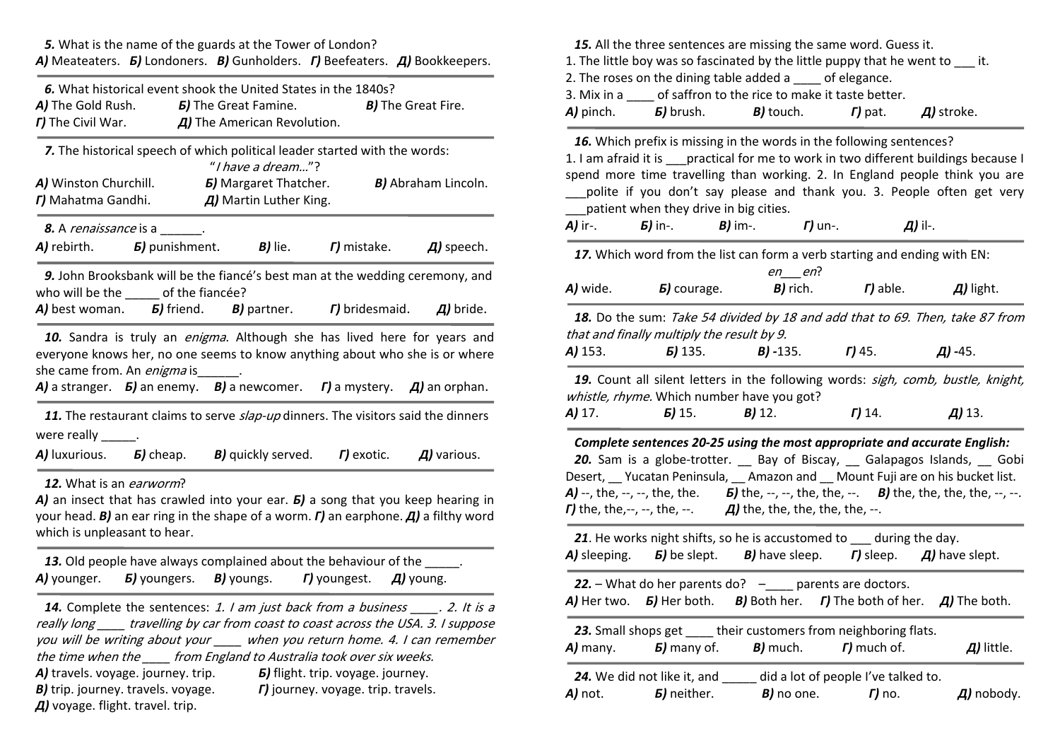***5.*** What is the name of the guards at the Tower of London?
***А)*** Meateaters. ***Б)*** Londoners. ***В)*** Gunholders. ***Г)*** Beefeaters. ***Д)*** Bookkeepers.

---

***6.*** What historical event shook the United States in the 1840s?
***А)*** The Gold Rush. ***Б)*** The Great Famine. ***В)*** The Great Fire.
***Г)*** The Civil War. ***Д)*** The American Revolution.

---

***7.*** The historical speech of which political leader started with the words: "*I have a dream…*"?
***А)*** Winston Churchill. ***Б)*** Margaret Thatcher. ***В)*** Abraham Lincoln.
***Г)*** Mahatma Gandhi. ***Д)*** Martin Luther King.

---

***8.*** A *renaissance* is a ______.
***А)*** rebirth. ***Б)*** punishment. ***В)*** lie. ***Г)*** mistake. ***Д)*** speech.

---

***9.*** John Brooksbank will be the fiancé's best man at the wedding ceremony, and who will be the _____ of the fiancée?
***А)*** best woman. ***Б)*** friend. ***В)*** partner. ***Г)*** bridesmaid. ***Д)*** bride.

---

***10.*** Sandra is truly an *enigma*. Although she has lived here for years and everyone knows her, no one seems to know anything about who she is or where she came from. An *enigma* is______.
***А)*** a stranger. ***Б)*** an enemy. ***В)*** a newcomer. ***Г)*** a mystery. ***Д)*** an orphan.

---

***11.*** The restaurant claims to serve *slap-up* dinners. The visitors said the dinners were really _____.
***А)*** luxurious. ***Б)*** cheap. ***В)*** quickly served. ***Г)*** exotic. ***Д)*** various.

---

***12.*** What is an *earworm*?
***А)*** an insect that has crawled into your ear. ***Б)*** a song that you keep hearing in your head. ***В)*** an ear ring in the shape of a worm. ***Г)*** an earphone. ***Д)*** a filthy word which is unpleasant to hear.

---

***13.*** Old people have always complained about the behaviour of the _____.
***А)*** younger. ***Б)*** youngers. ***В)*** youngs. ***Г)*** youngest. ***Д)*** young.

---

***14.*** Complete the sentences: *1. I am just back from a business ____. 2. It is a really long ____ travelling by car from coast to coast across the USA. 3. I suppose you will be writing about your ____ when you return home. 4. I can remember the time when the ____ from England to Australia took over six weeks.*
***А)*** travels. voyage. journey. trip. ***Б)*** flight. trip. voyage. journey.
***В)*** trip. journey. travels. voyage. ***Г)*** journey. voyage. trip. travels.
***Д)*** voyage. flight. travel. trip.

---

***15.*** All the three sentences are missing the same word. Guess it.
1. The little boy was so fascinated by the little puppy that he went to ___ it.
2. The roses on the dining table added a ____ of elegance.
3. Mix in a ____ of saffron to the rice to make it taste better.
***А)*** pinch. ***Б)*** brush. ***В)*** touch. ***Г)*** pat. ***Д)*** stroke.

---

***16.*** Which prefix is missing in the words in the following sentences?
1. I am afraid it is ___practical for me to work in two different buildings because I spend more time travelling than working. 2. In England people think you are ___polite if you don't say please and thank you. 3. People often get very ___patient when they drive in big cities.
***А)*** ir-. ***Б)*** in-. ***В)*** im-. ***Г)*** un-. ***Д)*** il-.

---

***17.*** Which word from the list can form a verb starting and ending with EN: *en___en*?
***А)*** wide. ***Б)*** courage. ***В)*** rich. ***Г)*** able. ***Д)*** light.

---

***18.*** Do the sum: *Take 54 divided by 18 and add that to 69. Then, take 87 from that and finally multiply the result by 9.*
***А)*** 153. ***Б)*** 135. ***В)*** -135. ***Г)*** 45. ***Д)*** -45.

---

***19.*** Count all silent letters in the following words: *sigh, comb, bustle, knight, whistle, rhyme.* Which number have you got?
***А)*** 17. ***Б)*** 15. ***В)*** 12. ***Г)*** 14. ***Д)*** 13.

---

***Complete sentences 20-25 using the most appropriate and accurate English:***

***20.*** Sam is a globe-trotter. __ Bay of Biscay, __ Galapagos Islands, __ Gobi Desert, __ Yucatan Peninsula, __ Amazon and __ Mount Fuji are on his bucket list.
***А)*** --, the, --, --, the, the. ***Б)*** the, --, --, the, the, --. ***В)*** the, the, the, the, --, --.
***Г)*** the, the,--, --, the, --. ***Д)*** the, the, the, the, the, --.

---

***21***. He works night shifts, so he is accustomed to ___ during the day.
***А)*** sleeping. ***Б)*** be slept. ***В)*** have sleep. ***Г)*** sleep. ***Д)*** have slept.

---

***22.*** – What do her parents do? –____ parents are doctors.
***А)*** Her two. ***Б)*** Her both. ***В)*** Both her. ***Г)*** The both of her. ***Д)*** The both.

---

***23.*** Small shops get ____ their customers from neighboring flats.
***А)*** many. ***Б)*** many of. ***В)*** much. ***Г)*** much of. ***Д)*** little.

---

***24.*** We did not like it, and _____ did a lot of people I've talked to.
***А)*** not. ***Б)*** neither. ***В)*** no one. ***Г)*** no. ***Д)*** nobody.